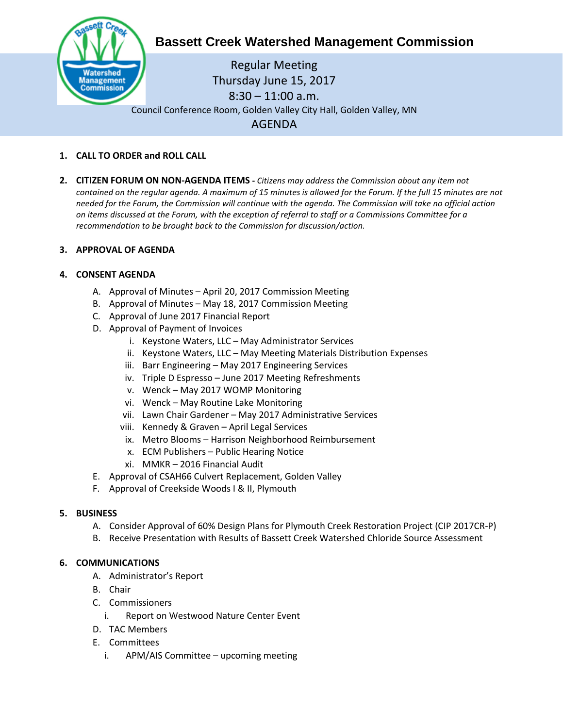# Bassett Creek Watershed Management Commission

Regular Meeting
Thursday June 15, 2017
8:30 – 11:00 a.m.
Council Conference Room, Golden Valley City Hall, Golden Valley, MN

## AGENDA

1. **CALL TO ORDER and ROLL CALL**

2. **CITIZEN FORUM ON NON-AGENDA ITEMS -** *Citizens may address the Commission about any item not contained on the regular agenda. A maximum of 15 minutes is allowed for the Forum. If the full 15 minutes are not needed for the Forum, the Commission will continue with the agenda. The Commission will take no official action on items discussed at the Forum, with the exception of referral to staff or a Commissions Committee for a recommendation to be brought back to the Commission for discussion/action.*

3. **APPROVAL OF AGENDA**

4. **CONSENT AGENDA**
   - A. Approval of Minutes – April 20, 2017 Commission Meeting
   - B. Approval of Minutes – May 18, 2017 Commission Meeting
   - C. Approval of June 2017 Financial Report
   - D. Approval of Payment of Invoices
     - i. Keystone Waters, LLC – May Administrator Services
     - ii. Keystone Waters, LLC – May Meeting Materials Distribution Expenses
     - iii. Barr Engineering – May 2017 Engineering Services
     - iv. Triple D Espresso – June 2017 Meeting Refreshments
     - v. Wenck – May 2017 WOMP Monitoring
     - vi. Wenck – May Routine Lake Monitoring
     - vii. Lawn Chair Gardener – May 2017 Administrative Services
     - viii. Kennedy & Graven – April Legal Services
     - ix. Metro Blooms – Harrison Neighborhood Reimbursement
     - x. ECM Publishers – Public Hearing Notice
     - xi. MMKR – 2016 Financial Audit
   - E. Approval of CSAH66 Culvert Replacement, Golden Valley
   - F. Approval of Creekside Woods I & II, Plymouth

5. **BUSINESS**
   - A. Consider Approval of 60% Design Plans for Plymouth Creek Restoration Project (CIP 2017CR-P)
   - B. Receive Presentation with Results of Bassett Creek Watershed Chloride Source Assessment

6. **COMMUNICATIONS**
   - A. Administrator's Report
   - B. Chair
   - C. Commissioners
     - i. Report on Westwood Nature Center Event
   - D. TAC Members
   - E. Committees
     - i. APM/AIS Committee – upcoming meeting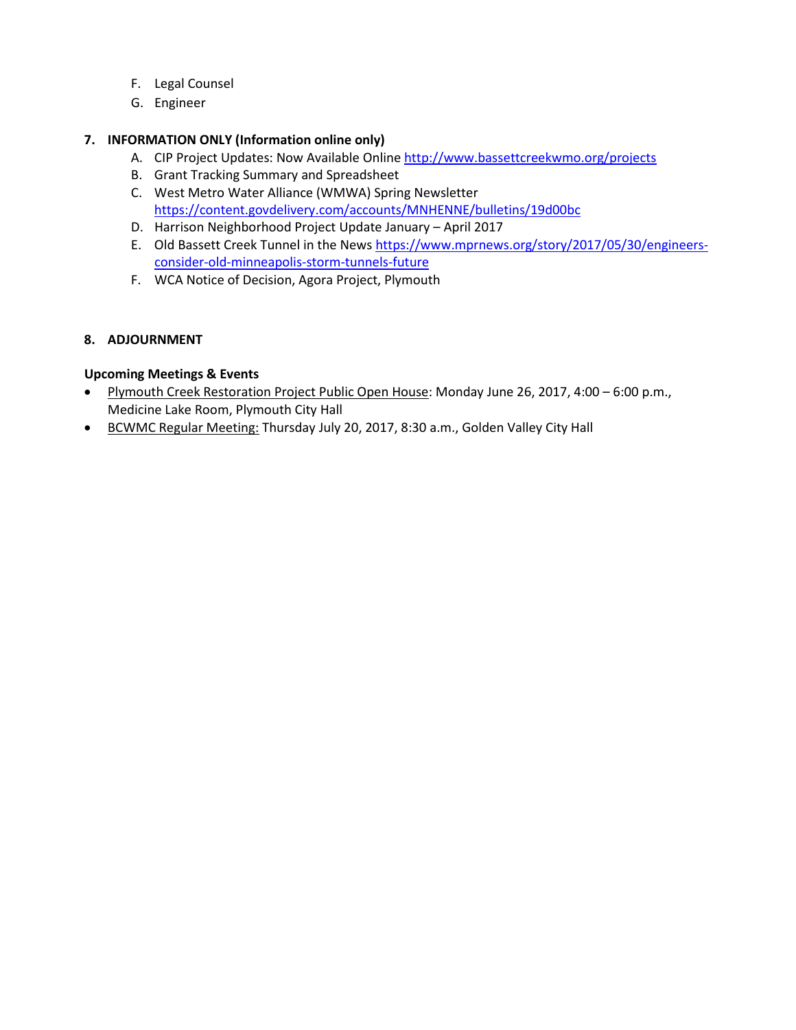F. Legal Counsel
G. Engineer

**7. INFORMATION ONLY (Information online only)**

A. CIP Project Updates: Now Available Online http://www.bassettcreekwmo.org/projects
B. Grant Tracking Summary and Spreadsheet
C. West Metro Water Alliance (WMWA) Spring Newsletter https://content.govdelivery.com/accounts/MNHENNE/bulletins/19d00bc
D. Harrison Neighborhood Project Update January – April 2017
E. Old Bassett Creek Tunnel in the News https://www.mprnews.org/story/2017/05/30/engineers-consider-old-minneapolis-storm-tunnels-future
F. WCA Notice of Decision, Agora Project, Plymouth

**8. ADJOURNMENT**

**Upcoming Meetings & Events**

- Plymouth Creek Restoration Project Public Open House: Monday June 26, 2017, 4:00 – 6:00 p.m., Medicine Lake Room, Plymouth City Hall
- BCWMC Regular Meeting: Thursday July 20, 2017, 8:30 a.m., Golden Valley City Hall